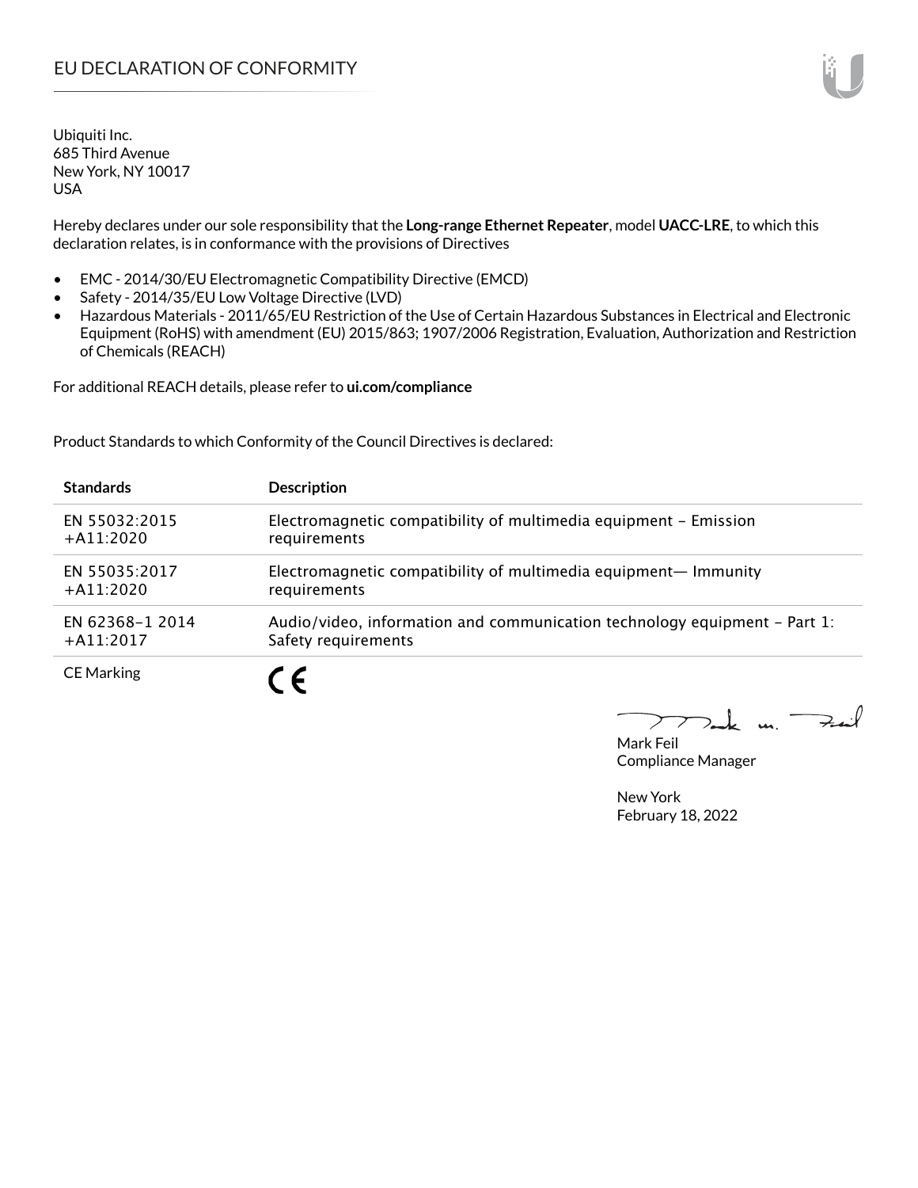# EU DECLARATION OF CONFORMITY

Ubiquiti Inc.
685 Third Avenue
New York, NY 10017
USA

Hereby declares under our sole responsibility that the **Long-range Ethernet Repeater**, model **UACC-LRE**, to which this declaration relates, is in conformance with the provisions of Directives

- EMC - 2014/30/EU Electromagnetic Compatibility Directive (EMCD)
- Safety - 2014/35/EU Low Voltage Directive (LVD)
- Hazardous Materials - 2011/65/EU Restriction of the Use of Certain Hazardous Substances in Electrical and Electronic Equipment (RoHS) with amendment (EU) 2015/863; 1907/2006 Registration, Evaluation, Authorization and Restriction of Chemicals (REACH)

For additional REACH details, please refer to **ui.com/compliance**

Product Standards to which Conformity of the Council Directives is declared:

| **Standards** | **Description** |
|---|---|
| EN 55032:2015 +A11:2020 | Electromagnetic compatibility of multimedia equipment – Emission requirements |
| EN 55035:2017 +A11:2020 | Electromagnetic compatibility of multimedia equipment— Immunity requirements |
| EN 62368–1 2014 +A11:2017 | Audio/video, information and communication technology equipment – Part 1: Safety requirements |
| CE Marking | CE |

Mark Feil
Compliance Manager

New York
February 18, 2022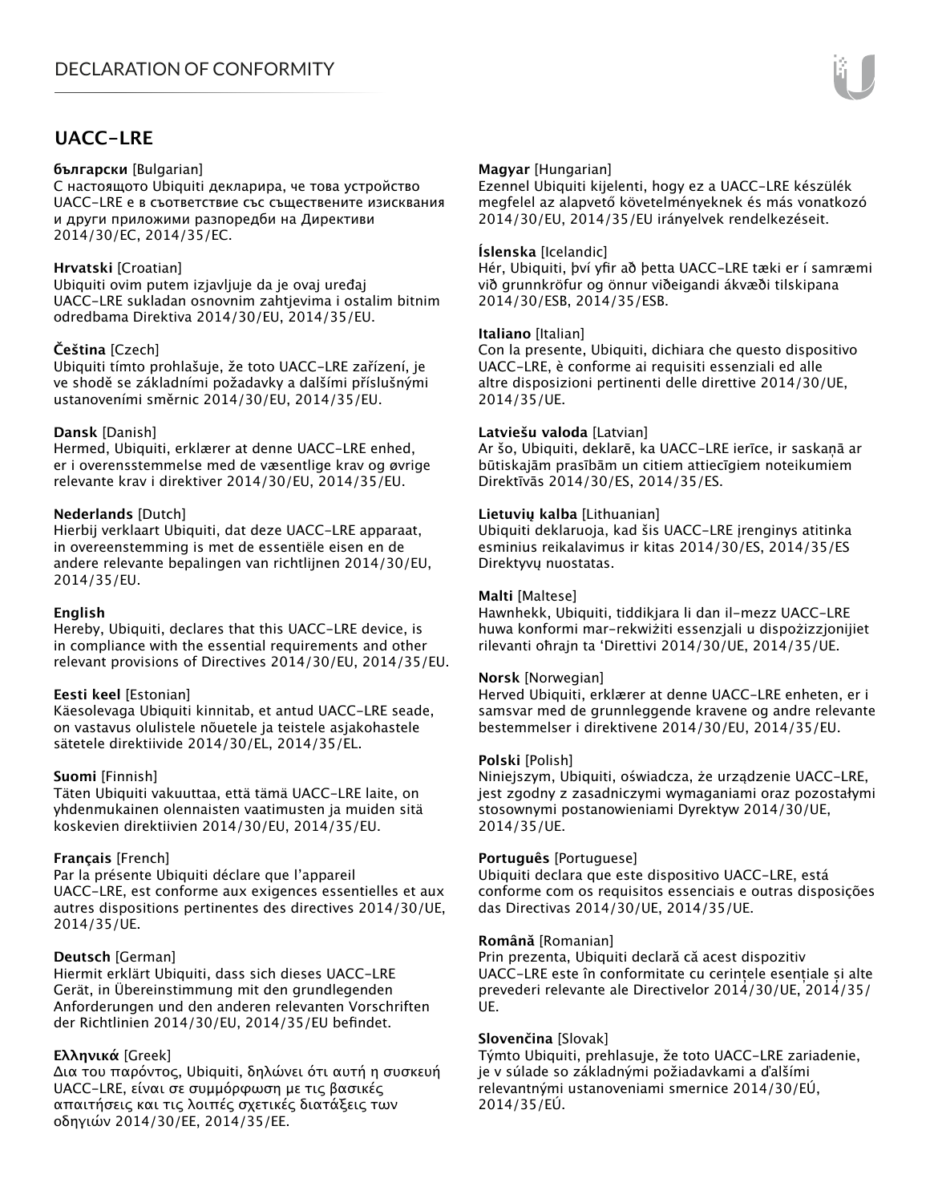# DECLARATION OF CONFORMITY

## UACC-LRE

**български** [Bulgarian]
С настоящото Ubiquiti декларира, че това устройство UACC-LRE е в съответствие със съществените изисквания и други приложими разпоредби на Директиви 2014/30/ЕС, 2014/35/ЕС.

**Hrvatski** [Croatian]
Ubiquiti ovim putem izjavljuje da je ovaj uređaj UACC-LRE sukladan osnovnim zahtjevima i ostalim bitnim odredbama Direktiva 2014/30/EU, 2014/35/EU.

**Čeština** [Czech]
Ubiquiti tímto prohlašuje, že toto UACC-LRE zařízení, je ve shodě se základními požadavky a dalšími příslušnými ustanoveními směrnic 2014/30/EU, 2014/35/EU.

**Dansk** [Danish]
Hermed, Ubiquiti, erklærer at denne UACC-LRE enhed, er i overensstemmelse med de væsentlige krav og øvrige relevante krav i direktiver 2014/30/EU, 2014/35/EU.

**Nederlands** [Dutch]
Hierbij verklaart Ubiquiti, dat deze UACC-LRE apparaat, in overeenstemming is met de essentiële eisen en de andere relevante bepalingen van richtlijnen 2014/30/EU, 2014/35/EU.

**English**
Hereby, Ubiquiti, declares that this UACC-LRE device, is in compliance with the essential requirements and other relevant provisions of Directives 2014/30/EU, 2014/35/EU.

**Eesti keel** [Estonian]
Käesolevaga Ubiquiti kinnitab, et antud UACC-LRE seade, on vastavus olulistele nõuetele ja teistele asjakohastele sätetele direktiivide 2014/30/EL, 2014/35/EL.

**Suomi** [Finnish]
Täten Ubiquiti vakuuttaa, että tämä UACC-LRE laite, on yhdenmukainen olennaisten vaatimusten ja muiden sitä koskevien direktiivien 2014/30/EU, 2014/35/EU.

**Français** [French]
Par la présente Ubiquiti déclare que l'appareil UACC-LRE, est conforme aux exigences essentielles et aux autres dispositions pertinentes des directives 2014/30/UE, 2014/35/UE.

**Deutsch** [German]
Hiermit erklärt Ubiquiti, dass sich dieses UACC-LRE Gerät, in Übereinstimmung mit den grundlegenden Anforderungen und den anderen relevanten Vorschriften der Richtlinien 2014/30/EU, 2014/35/EU befindet.

**Ελληνικά** [Greek]
Δια του παρόντος, Ubiquiti, δηλώνει ότι αυτή η συσκευή UACC-LRE, είναι σε συμμόρφωση με τις βασικές απαιτήσεις και τις λοιπές σχετικές διατάξεις των οδηγιών 2014/30/EE, 2014/35/EE.

**Magyar** [Hungarian]
Ezennel Ubiquiti kijelenti, hogy ez a UACC-LRE készülék megfelel az alapvető követelményeknek és más vonatkozó 2014/30/EU, 2014/35/EU irányelvek rendelkezéseit.

**Íslenska** [Icelandic]
Hér, Ubiquiti, því yfir að þetta UACC-LRE tæki er í samræmi við grunnkröfur og önnur viðeigandi ákvæði tilskipana 2014/30/ESB, 2014/35/ESB.

**Italiano** [Italian]
Con la presente, Ubiquiti, dichiara che questo dispositivo UACC-LRE, è conforme ai requisiti essenziali ed alle altre disposizioni pertinenti delle direttive 2014/30/UE, 2014/35/UE.

**Latviešu valoda** [Latvian]
Ar šo, Ubiquiti, deklarē, ka UACC-LRE ierīce, ir saskaņā ar būtiskajām prasībām un citiem attiecīgiem noteikumiem Direktīvās 2014/30/ES, 2014/35/ES.

**Lietuvių kalba** [Lithuanian]
Ubiquiti deklaruoja, kad šis UACC-LRE įrenginys atitinka esminius reikalavimus ir kitas 2014/30/ES, 2014/35/ES Direktyvų nuostatas.

**Malti** [Maltese]
Hawnhekk, Ubiquiti, tiddikjara li dan il-mezz UACC-LRE huwa konformi mar-rekwiżiti essenzjali u dispożizzjonijiet rilevanti oħrajn ta 'Direttivi 2014/30/UE, 2014/35/UE.

**Norsk** [Norwegian]
Herved Ubiquiti, erklærer at denne UACC-LRE enheten, er i samsvar med de grunnleggende kravene og andre relevante bestemmelser i direktivene 2014/30/EU, 2014/35/EU.

**Polski** [Polish]
Niniejszym, Ubiquiti, oświadcza, że urządzenie UACC-LRE, jest zgodny z zasadniczymi wymaganiami oraz pozostałymi stosownymi postanowieniami Dyrektyw 2014/30/UE, 2014/35/UE.

**Português** [Portuguese]
Ubiquiti declara que este dispositivo UACC-LRE, está conforme com os requisitos essenciais e outras disposições das Directivas 2014/30/UE, 2014/35/UE.

**Română** [Romanian]
Prin prezenta, Ubiquiti declară că acest dispozitiv UACC-LRE este în conformitate cu cerințele esențiale și alte prevederi relevante ale Directivelor 2014/30/UE, 2014/35/UE.

**Slovenčina** [Slovak]
Týmto Ubiquiti, prehlasuje, že toto UACC-LRE zariadenie, je v súlade so základnými požiadavkami a ďalšími relevantnými ustanoveniami smernice 2014/30/EÚ, 2014/35/EÚ.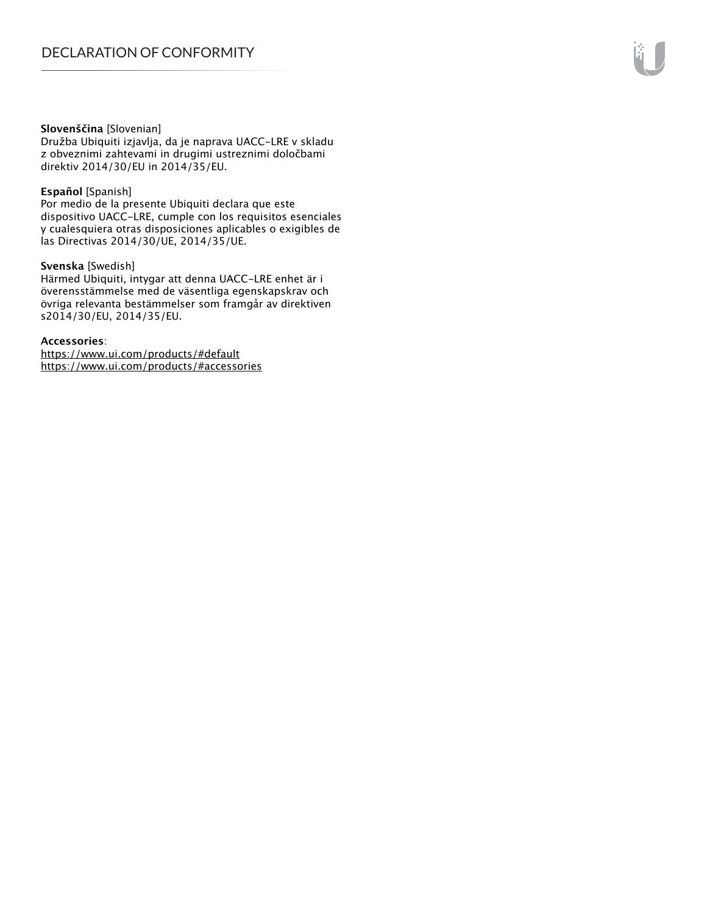**Slovenščina** [Slovenian]
Družba Ubiquiti izjavlja, da je naprava UACC-LRE v skladu z obveznimi zahtevami in drugimi ustreznimi določbami direktiv 2014/30/EU in 2014/35/EU.

**Español** [Spanish]
Por medio de la presente Ubiquiti declara que este dispositivo UACC-LRE, cumple con los requisitos esenciales y cualesquiera otras disposiciones aplicables o exigibles de las Directivas 2014/30/UE, 2014/35/UE.

**Svenska** [Swedish]
Härmed Ubiquiti, intygar att denna UACC-LRE enhet är i överensstämmelse med de väsentliga egenskapskrav och övriga relevanta bestämmelser som framgår av direktiven s2014/30/EU, 2014/35/EU.

**Accessories**:
https://www.ui.com/products/#default
https://www.ui.com/products/#accessories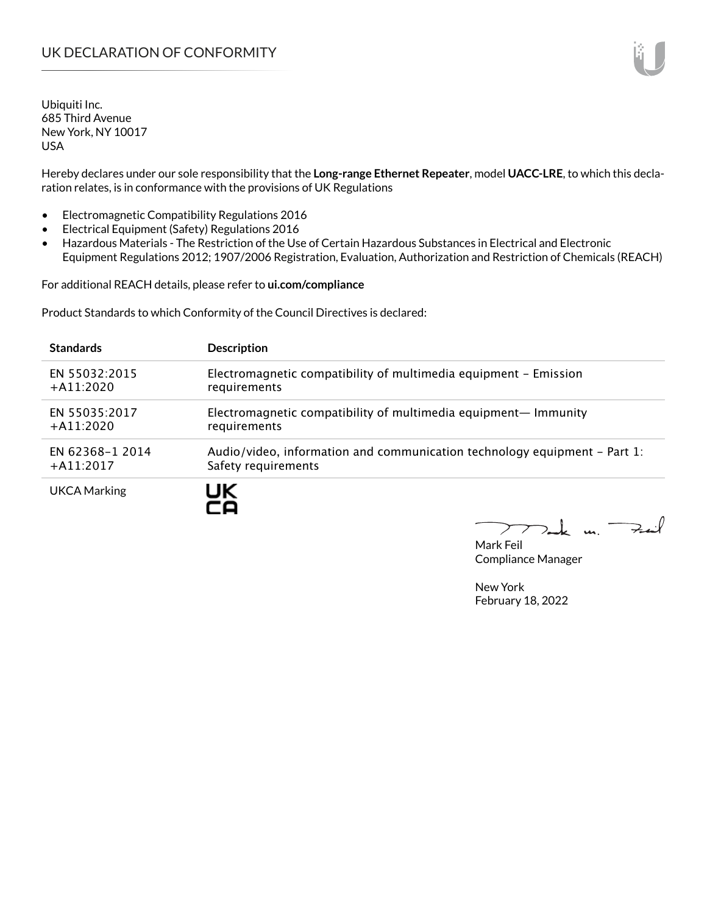# UK DECLARATION OF CONFORMITY

Ubiquiti Inc.
685 Third Avenue
New York, NY 10017
USA

Hereby declares under our sole responsibility that the **Long-range Ethernet Repeater**, model **UACC-LRE**, to which this declaration relates, is in conformance with the provisions of UK Regulations

- Electromagnetic Compatibility Regulations 2016
- Electrical Equipment (Safety) Regulations 2016
- Hazardous Materials - The Restriction of the Use of Certain Hazardous Substances in Electrical and Electronic Equipment Regulations 2012; 1907/2006 Registration, Evaluation, Authorization and Restriction of Chemicals (REACH)

For additional REACH details, please refer to **ui.com/compliance**

Product Standards to which Conformity of the Council Directives is declared:

| Standards | Description |
|---|---|
| EN 55032:2015 +A11:2020 | Electromagnetic compatibility of multimedia equipment – Emission requirements |
| EN 55035:2017 +A11:2020 | Electromagnetic compatibility of multimedia equipment— Immunity requirements |
| EN 62368-1 2014 +A11:2017 | Audio/video, information and communication technology equipment – Part 1: Safety requirements |
| UKCA Marking | UK CA |

Mark Feil
Compliance Manager

New York
February 18, 2022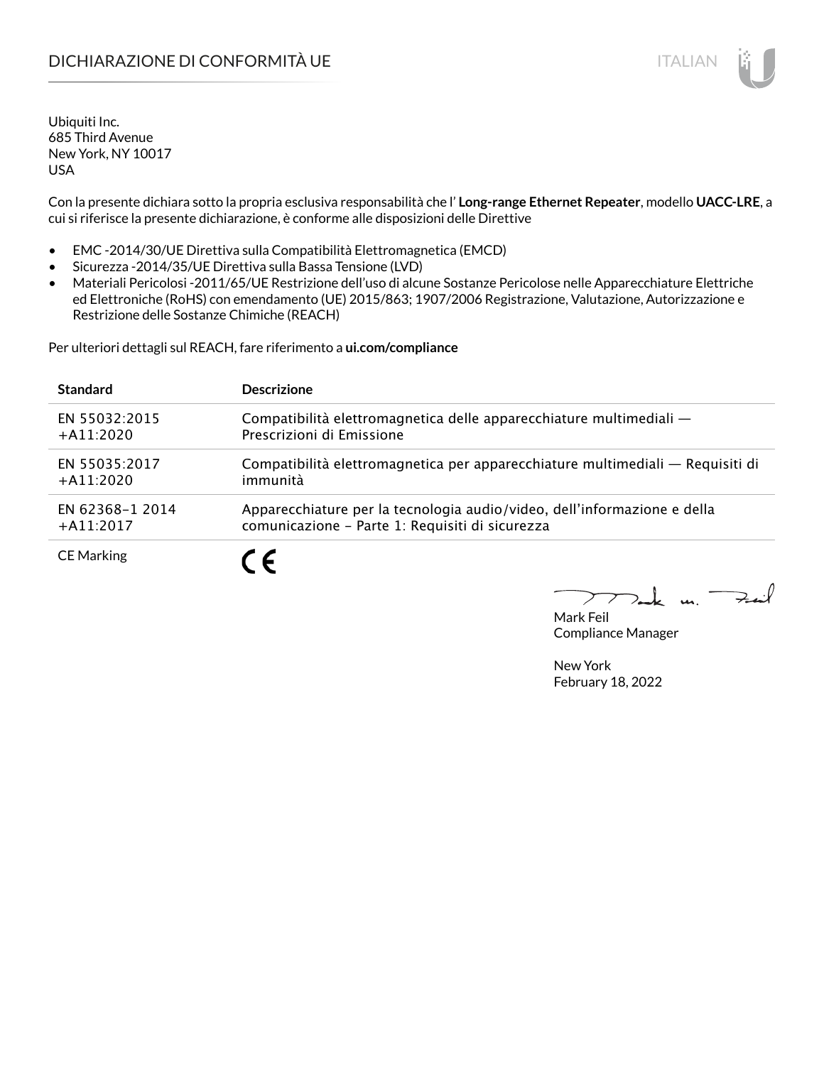# DICHIARAZIONE DI CONFORMITÀ UE

Ubiquiti Inc.
685 Third Avenue
New York, NY 10017
USA

Con la presente dichiara sotto la propria esclusiva responsabilità che l' **Long-range Ethernet Repeater**, modello **UACC-LRE**, a cui si riferisce la presente dichiarazione, è conforme alle disposizioni delle Direttive

- EMC -2014/30/UE Direttiva sulla Compatibilità Elettromagnetica (EMCD)
- Sicurezza -2014/35/UE Direttiva sulla Bassa Tensione (LVD)
- Materiali Pericolosi -2011/65/UE Restrizione dell'uso di alcune Sostanze Pericolose nelle Apparecchiature Elettriche ed Elettroniche (RoHS) con emendamento (UE) 2015/863; 1907/2006 Registrazione, Valutazione, Autorizzazione e Restrizione delle Sostanze Chimiche (REACH)

Per ulteriori dettagli sul REACH, fare riferimento a **ui.com/compliance**

| Standard | Descrizione |
|---|---|
| EN 55032:2015 +A11:2020 | Compatibilità elettromagnetica delle apparecchiature multimediali — Prescrizioni di Emissione |
| EN 55035:2017 +A11:2020 | Compatibilità elettromagnetica per apparecchiature multimediali — Requisiti di immunità |
| EN 62368-1 2014 +A11:2017 | Apparecchiature per la tecnologia audio/video, dell'informazione e della comunicazione - Parte 1: Requisiti di sicurezza |
| CE Marking | CE |

Mark Feil
Compliance Manager

New York
February 18, 2022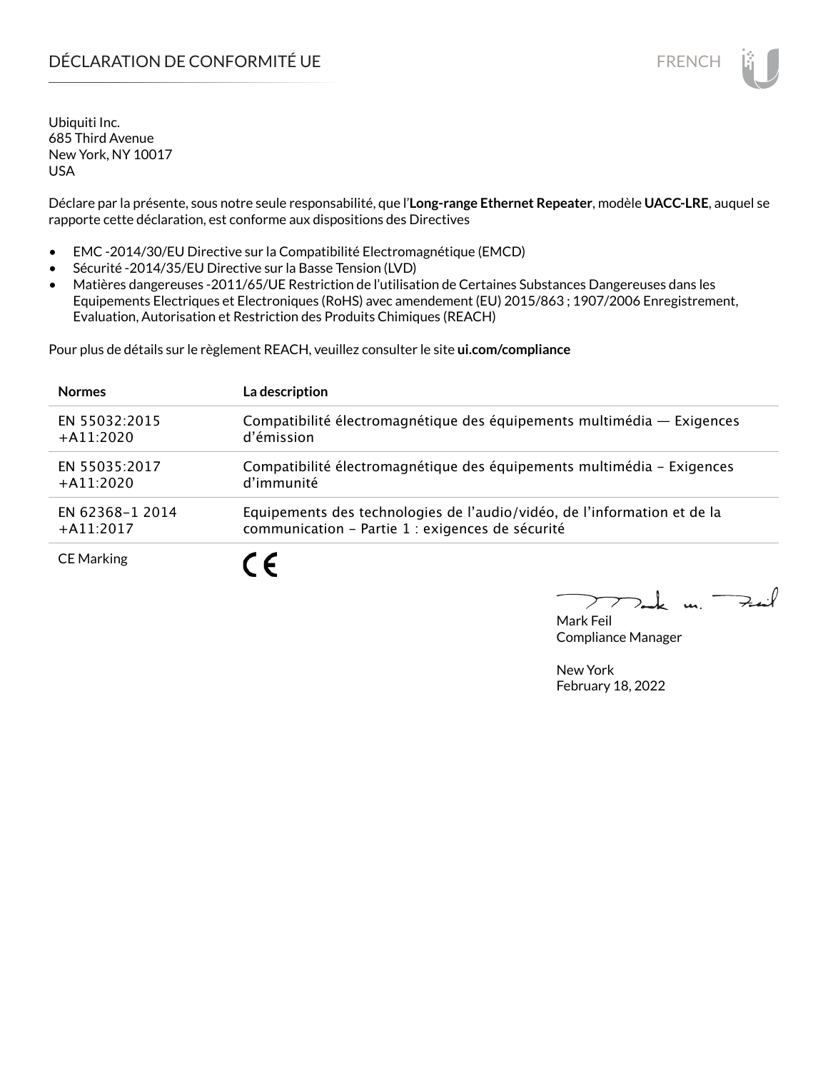# DÉCLARATION DE CONFORMITÉ UE

Ubiquiti Inc.
685 Third Avenue
New York, NY 10017
USA

Déclare par la présente, sous notre seule responsabilité, que l'**Long-range Ethernet Repeater**, modèle **UACC-LRE**, auquel se rapporte cette déclaration, est conforme aux dispositions des Directives

- EMC -2014/30/EU Directive sur la Compatibilité Electromagnétique (EMCD)
- Sécurité -2014/35/EU Directive sur la Basse Tension (LVD)
- Matières dangereuses -2011/65/UE Restriction de l'utilisation de Certaines Substances Dangereuses dans les Equipements Electriques et Electroniques (RoHS) avec amendement (EU) 2015/863 ; 1907/2006 Enregistrement, Evaluation, Autorisation et Restriction des Produits Chimiques (REACH)

Pour plus de détails sur le règlement REACH, veuillez consulter le site **ui.com/compliance**

| Normes | La description |
| --- | --- |
| EN 55032:2015 +A11:2020 | Compatibilité électromagnétique des équipements multimédia — Exigences d'émission |
| EN 55035:2017 +A11:2020 | Compatibilité électromagnétique des équipements multimédia – Exigences d'immunité |
| EN 62368-1 2014 +A11:2017 | Equipements des technologies de l'audio/vidéo, de l'information et de la communication – Partie 1 : exigences de sécurité |
| CE Marking | CE |

Mark Feil
Compliance Manager

New York
February 18, 2022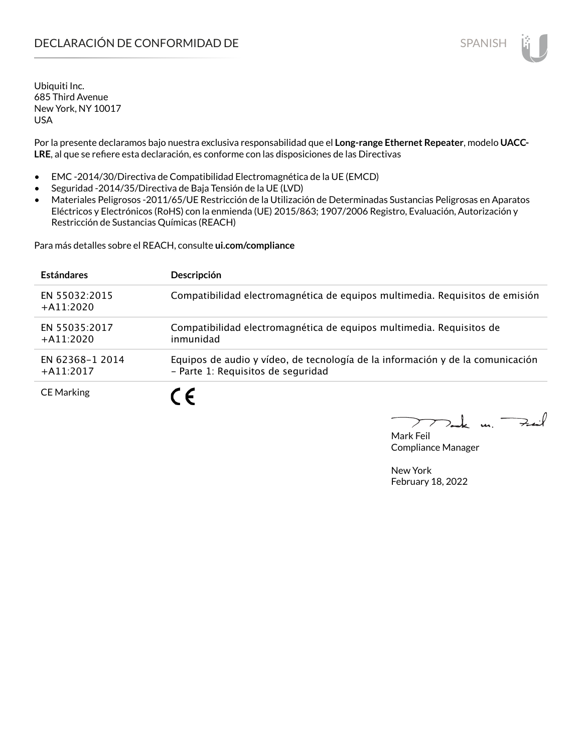# DECLARACIÓN DE CONFORMIDAD DE

SPANISH

Ubiquiti Inc.
685 Third Avenue
New York, NY 10017
USA

Por la presente declaramos bajo nuestra exclusiva responsabilidad que el **Long-range Ethernet Repeater**, modelo **UACC-LRE**, al que se refiere esta declaración, es conforme con las disposiciones de las Directivas

- EMC -2014/30/Directiva de Compatibilidad Electromagnética de la UE (EMCD)
- Seguridad -2014/35/Directiva de Baja Tensión de la UE (LVD)
- Materiales Peligrosos -2011/65/UE Restricción de la Utilización de Determinadas Sustancias Peligrosas en Aparatos Eléctricos y Electrónicos (RoHS) con la enmienda (UE) 2015/863; 1907/2006 Registro, Evaluación, Autorización y Restricción de Sustancias Químicas (REACH)

Para más detalles sobre el REACH, consulte **ui.com/compliance**

| **Estándares** | **Descripción** |
|---|---|
| EN 55032:2015 +A11:2020 | Compatibilidad electromagnética de equipos multimedia. Requisitos de emisión |
| EN 55035:2017 +A11:2020 | Compatibilidad electromagnética de equipos multimedia. Requisitos de inmunidad |
| EN 62368-1 2014 +A11:2017 | Equipos de audio y vídeo, de tecnología de la información y de la comunicación – Parte 1: Requisitos de seguridad |
| CE Marking | CE |

Mark Feil
Compliance Manager

New York
February 18, 2022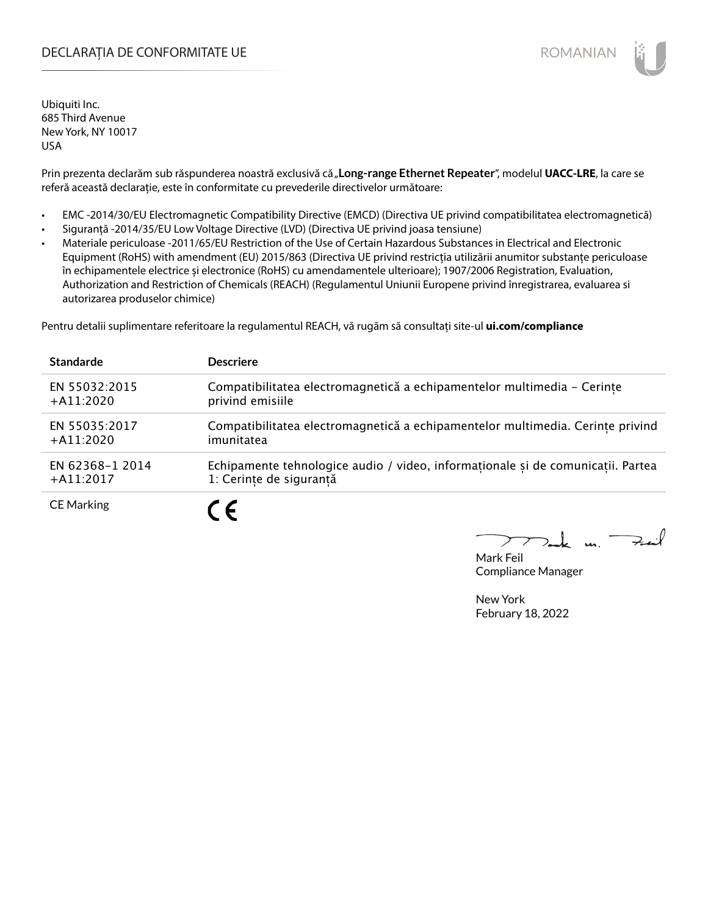# DECLARAȚIA DE CONFORMITATE UE

ROMANIAN

Ubiquiti Inc.
685 Third Avenue
New York, NY 10017
USA

Prin prezenta declarăm sub răspunderea noastră exclusivă că „**Long-range Ethernet Repeater**", modelul **UACC-LRE**, la care se referă această declarație, este în conformitate cu prevederile directivelor următoare:

- EMC -2014/30/EU Electromagnetic Compatibility Directive (EMCD) (Directiva UE privind compatibilitatea electromagnetică)
- Siguranță -2014/35/EU Low Voltage Directive (LVD) (Directiva UE privind joasa tensiune)
- Materiale periculoase -2011/65/EU Restriction of the Use of Certain Hazardous Substances in Electrical and Electronic Equipment (RoHS) with amendment (EU) 2015/863 (Directiva UE privind restricția utilizării anumitor substanțe periculoase în echipamentele electrice și electronice (RoHS) cu amendamentele ulterioare); 1907/2006 Registration, Evaluation, Authorization and Restriction of Chemicals (REACH) (Regulamentul Uniunii Europene privind înregistrarea, evaluarea si autorizarea produselor chimice)

Pentru detalii suplimentare referitoare la regulamentul REACH, vă rugăm să consultați site-ul **ui.com/compliance**

| Standarde | Descriere |
|---|---|
| EN 55032:2015 +A11:2020 | Compatibilitatea electromagnetică a echipamentelor multimedia – Cerințe privind emisiile |
| EN 55035:2017 +A11:2020 | Compatibilitatea electromagnetică a echipamentelor multimedia. Cerințe privind imunitatea |
| EN 62368-1 2014 +A11:2017 | Echipamente tehnologice audio / video, informaționale și de comunicații. Partea 1: Cerințe de siguranță |
| CE Marking | CE |

Mark Feil
Compliance Manager

New York
February 18, 2022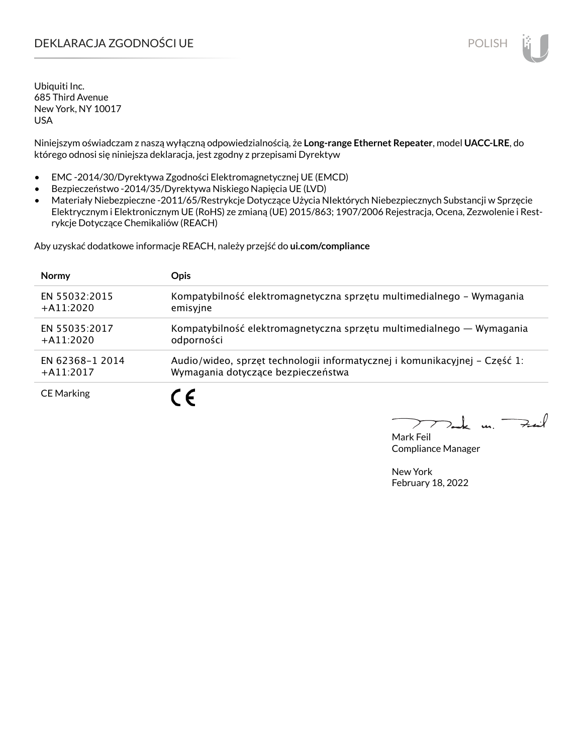# DEKLARACJA ZGODNOŚCI UE

Ubiquiti Inc.
685 Third Avenue
New York, NY 10017
USA

Niniejszym oświadczam z naszą wyłączną odpowiedzialnością, że **Long-range Ethernet Repeater**, model **UACC-LRE**, do którego odnosi się niniejsza deklaracja, jest zgodny z przepisami Dyrektyw

- EMC -2014/30/Dyrektywa Zgodności Elektromagnetycznej UE (EMCD)
- Bezpieczeństwo -2014/35/Dyrektywa Niskiego Napięcia UE (LVD)
- Materiały Niebezpieczne -2011/65/Restrykcje Dotyczące Użycia NIektórych Niebezpiecznych Substancji w Sprzęcie Elektrycznym i Elektronicznym UE (RoHS) ze zmianą (UE) 2015/863; 1907/2006 Rejestracja, Ocena, Zezwolenie i Restrykcje Dotyczące Chemikaliów (REACH)

Aby uzyskać dodatkowe informacje REACH, należy przejść do **ui.com/compliance**

| Normy | Opis |
|---|---|
| EN 55032:2015 +A11:2020 | Kompatybilność elektromagnetyczna sprzętu multimedialnego – Wymagania emisyjne |
| EN 55035:2017 +A11:2020 | Kompatybilność elektromagnetyczna sprzętu multimedialnego — Wymagania odporności |
| EN 62368-1 2014 +A11:2017 | Audio/wideo, sprzęt technologii informatycznej i komunikacyjnej – Część 1: Wymagania dotyczące bezpieczeństwa |
| CE Marking | CE |

Mark Feil
Compliance Manager

New York
February 18, 2022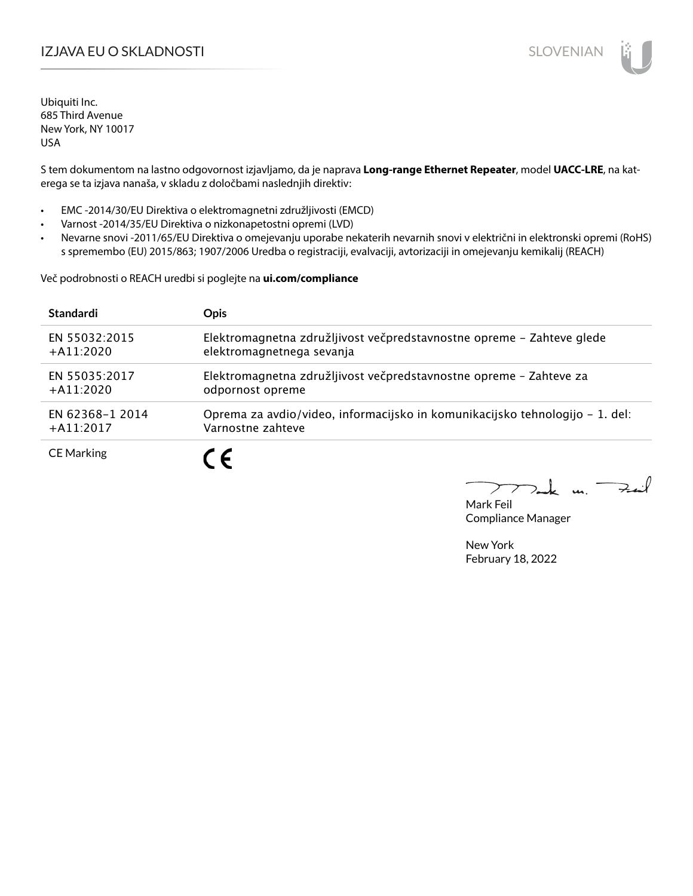# IZJAVA EU O SKLADNOSTI

Ubiquiti Inc.
685 Third Avenue
New York, NY 10017
USA

S tem dokumentom na lastno odgovornost izjavljamo, da je naprava **Long-range Ethernet Repeater**, model **UACC-LRE**, na katerega se ta izjava nanaša, v skladu z določbami naslednjih direktiv:

- EMC -2014/30/EU Direktiva o elektromagnetni združljivosti (EMCD)
- Varnost -2014/35/EU Direktiva o nizkonapetostni opremi (LVD)
- Nevarne snovi -2011/65/EU Direktiva o omejevanju uporabe nekaterih nevarnih snovi v električni in elektronski opremi (RoHS) s spremembo (EU) 2015/863; 1907/2006 Uredba o registraciji, evalvaciji, avtorizaciji in omejevanju kemikalij (REACH)

Več podrobnosti o REACH uredbi si poglejte na **ui.com/compliance**

| Standardi | Opis |
|---|---|
| EN 55032:2015 +A11:2020 | Elektromagnetna združljivost večpredstavnostne opreme – Zahteve glede elektromagnetnega sevanja |
| EN 55035:2017 +A11:2020 | Elektromagnetna združljivost večpredstavnostne opreme – Zahteve za odpornost opreme |
| EN 62368-1 2014 +A11:2017 | Oprema za avdio/video, informacijsko in komunikacijsko tehnologijo – 1. del: Varnostne zahteve |
| CE Marking | CE |

Mark Feil
Compliance Manager

New York
February 18, 2022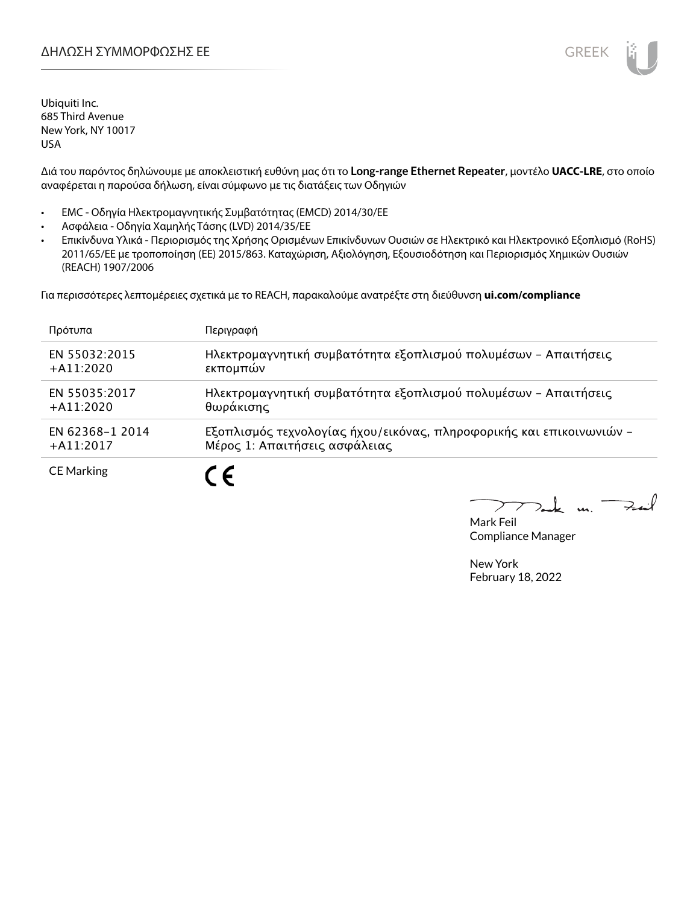# ΔΗΛΩΣΗ ΣΥΜΜΟΡΦΩΣΗΣ ΕΕ

Ubiquiti Inc.
685 Third Avenue
New York, NY 10017
USA

Διά του παρόντος δηλώνουμε με αποκλειστική ευθύνη μας ότι το **Long-range Ethernet Repeater**, μοντέλο **UACC-LRE**, στο οποίο αναφέρεται η παρούσα δήλωση, είναι σύμφωνο με τις διατάξεις των Οδηγιών

- EMC - Οδηγία Ηλεκτρομαγνητικής Συμβατότητας (EMCD) 2014/30/ΕΕ
- Ασφάλεια - Οδηγία Χαμηλής Τάσης (LVD) 2014/35/ΕΕ
- Επικίνδυνα Υλικά - Περιορισμός της Χρήσης Ορισμένων Επικίνδυνων Ουσιών σε Ηλεκτρικό και Ηλεκτρονικό Εξοπλισμό (RoHS) 2011/65/ΕΕ με τροποποίηση (ΕΕ) 2015/863. Καταχώριση, Αξιολόγηση, Εξουσιοδότηση και Περιορισμός Χημικών Ουσιών (REACH) 1907/2006

Για περισσότερες λεπτομέρειες σχετικά με το REACH, παρακαλούμε ανατρέξτε στη διεύθυνση **ui.com/compliance**

| Πρότυπα | Περιγραφή |
|---|---|
| EN 55032:2015 +A11:2020 | Ηλεκτρομαγνητική συμβατότητα εξοπλισμού πολυμέσων – Απαιτήσεις εκπομπών |
| EN 55035:2017 +A11:2020 | Ηλεκτρομαγνητική συμβατότητα εξοπλισμού πολυμέσων – Απαιτήσεις θωράκισης |
| EN 62368-1 2014 +A11:2017 | Εξοπλισμός τεχνολογίας ήχου/εικόνας, πληροφορικής και επικοινωνιών – Μέρος 1: Απαιτήσεις ασφάλειας |
| CE Marking | CE |

Mark Feil
Compliance Manager

New York
February 18, 2022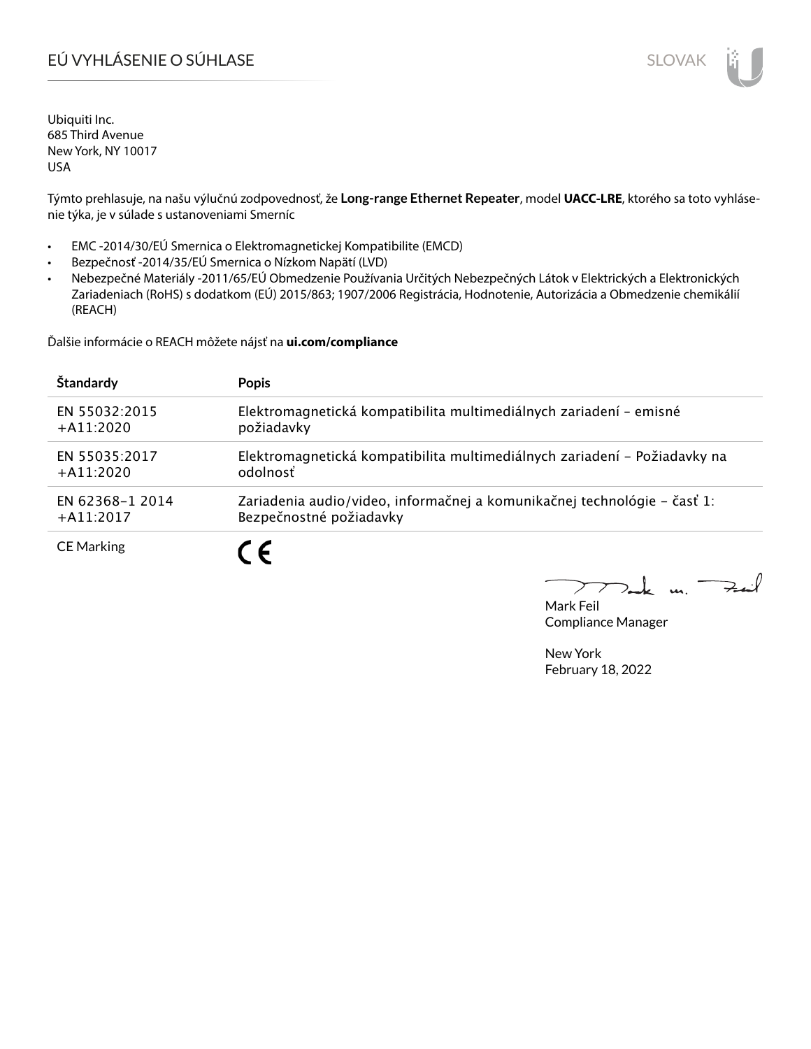# EÚ VYHLÁSENIE O SÚHLASE

Ubiquiti Inc.
685 Third Avenue
New York, NY 10017
USA

Týmto prehlasuje, na našu výlučnú zodpovednosť, že **Long-range Ethernet Repeater**, model **UACC-LRE**, ktorého sa toto vyhlásenie týka, je v súlade s ustanoveniami Smerníc

- EMC -2014/30/EÚ Smernica o Elektromagnetickej Kompatibilite (EMCD)
- Bezpečnosť -2014/35/EÚ Smernica o Nízkom Napätí (LVD)
- Nebezpečné Materiály -2011/65/EÚ Obmedzenie Používania Určitých Nebezpečných Látok v Elektrických a Elektronických Zariadeniach (RoHS) s dodatkom (EÚ) 2015/863; 1907/2006 Registrácia, Hodnotenie, Autorizácia a Obmedzenie chemikálií (REACH)

Ďalšie informácie o REACH môžete nájsť na **ui.com/compliance**

| Štandardy | Popis |
|---|---|
| EN 55032:2015 +A11:2020 | Elektromagnetická kompatibilita multimediálnych zariadení – emisné požiadavky |
| EN 55035:2017 +A11:2020 | Elektromagnetická kompatibilita multimediálnych zariadení – Požiadavky na odolnosť |
| EN 62368-1 2014 +A11:2017 | Zariadenia audio/video, informačnej a komunikačnej technológie – časť 1: Bezpečnostné požiadavky |
| CE Marking | CE |

Mark Feil
Compliance Manager

New York
February 18, 2022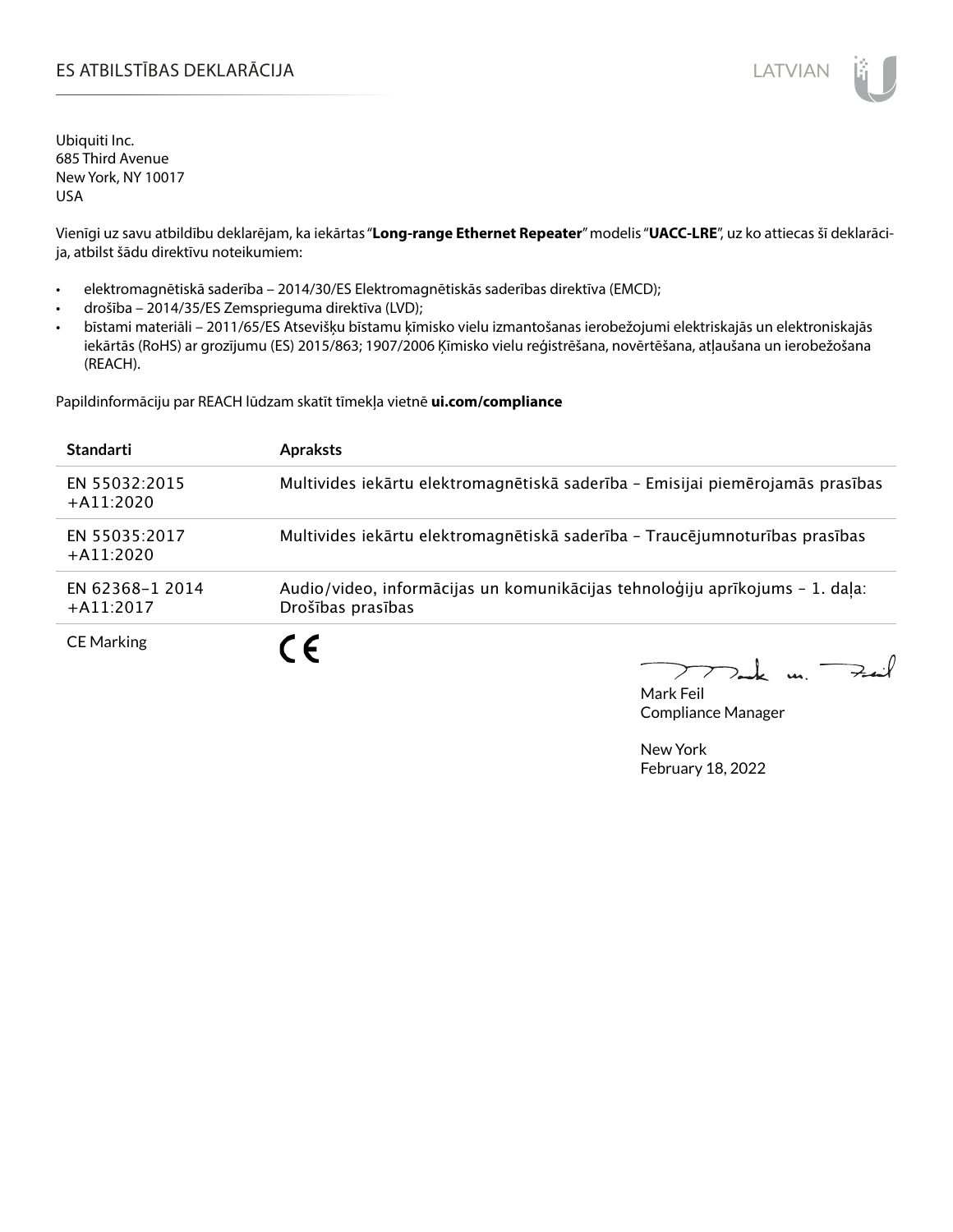# ES ATBILSTĪBAS DEKLARĀCIJA

Ubiquiti Inc.
685 Third Avenue
New York, NY 10017
USA

Vienīgi uz savu atbildību deklarējam, ka iekārtas "**Long-range Ethernet Repeater**" modelis "**UACC-LRE**", uz ko attiecas šī deklarācija, atbilst šādu direktīvu noteikumiem:

- elektromagnētiskā saderība – 2014/30/ES Elektromagnētiskās saderības direktīva (EMCD);
- drošība – 2014/35/ES Zemsprieguma direktīva (LVD);
- bīstami materiāli – 2011/65/ES Atsevišķu bīstamu ķīmisko vielu izmantošanas ierobežojumi elektriskajās un elektroniskajās iekārtās (RoHS) ar grozījumu (ES) 2015/863; 1907/2006 Ķīmisko vielu reģistrēšana, novērtēšana, atļaušana un ierobežošana (REACH).

Papildinformāciju par REACH lūdzam skatīt tīmekļa vietnē **ui.com/compliance**

| Standarti | Apraksts |
|---|---|
| EN 55032:2015 +A11:2020 | Multivides iekārtu elektromagnētiskā saderība – Emisijai piemērojamās prasības |
| EN 55035:2017 +A11:2020 | Multivides iekārtu elektromagnētiskā saderība – Traucējumnoturības prasības |
| EN 62368-1 2014 +A11:2017 | Audio/video, informācijas un komunikācijas tehnoloģiju aprīkojums – 1. daļa: Drošības prasības |
| CE Marking | CE |

Mark Feil
Compliance Manager

New York
February 18, 2022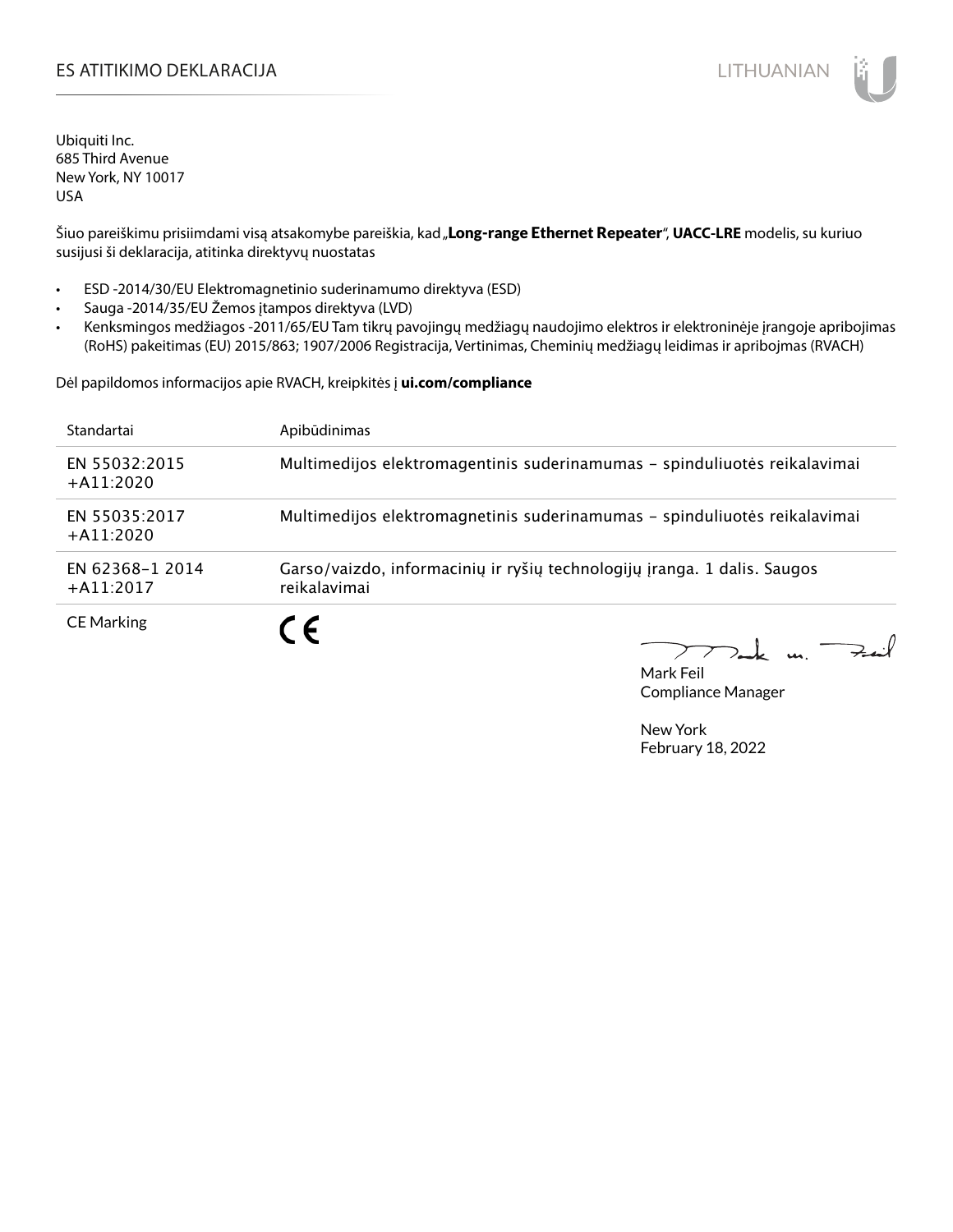# ES ATITIKIMO DEKLARACIJA

LITHUANIAN

Ubiquiti Inc.
685 Third Avenue
New York, NY 10017
USA

Šiuo pareiškimu prisiimdami visą atsakomybe pareiškia, kad „**Long-range Ethernet Repeater**", **UACC-LRE** modelis, su kuriuo susijusi ši deklaracija, atitinka direktyvų nuostatas

- ESD -2014/30/EU Elektromagnetinio suderinamumo direktyva (ESD)
- Sauga -2014/35/EU Žemos įtampos direktyva (LVD)
- Kenksmingos medžiagos -2011/65/EU Tam tikrų pavojingų medžiagų naudojimo elektros ir elektroninėje įrangoje apribojimas (RoHS) pakeitimas (EU) 2015/863; 1907/2006 Registracija, Vertinimas, Cheminių medžiagų leidimas ir apribojmas (RVACH)

Dėl papildomos informacijos apie RVACH, kreipkitės į **ui.com/compliance**

| Standartai | Apibūdinimas |
| --- | --- |
| EN 55032:2015 +A11:2020 | Multimedijos elektromagentinis suderinamumas – spinduliuotės reikalavimai |
| EN 55035:2017 +A11:2020 | Multimedijos elektromagnetinis suderinamumas – spinduliuotės reikalavimai |
| EN 62368-1 2014 +A11:2017 | Garso/vaizdo, informacinių ir ryšių technologijų įranga. 1 dalis. Saugos reikalavimai |
| CE Marking | CE |

Mark Feil
Compliance Manager

New York
February 18, 2022